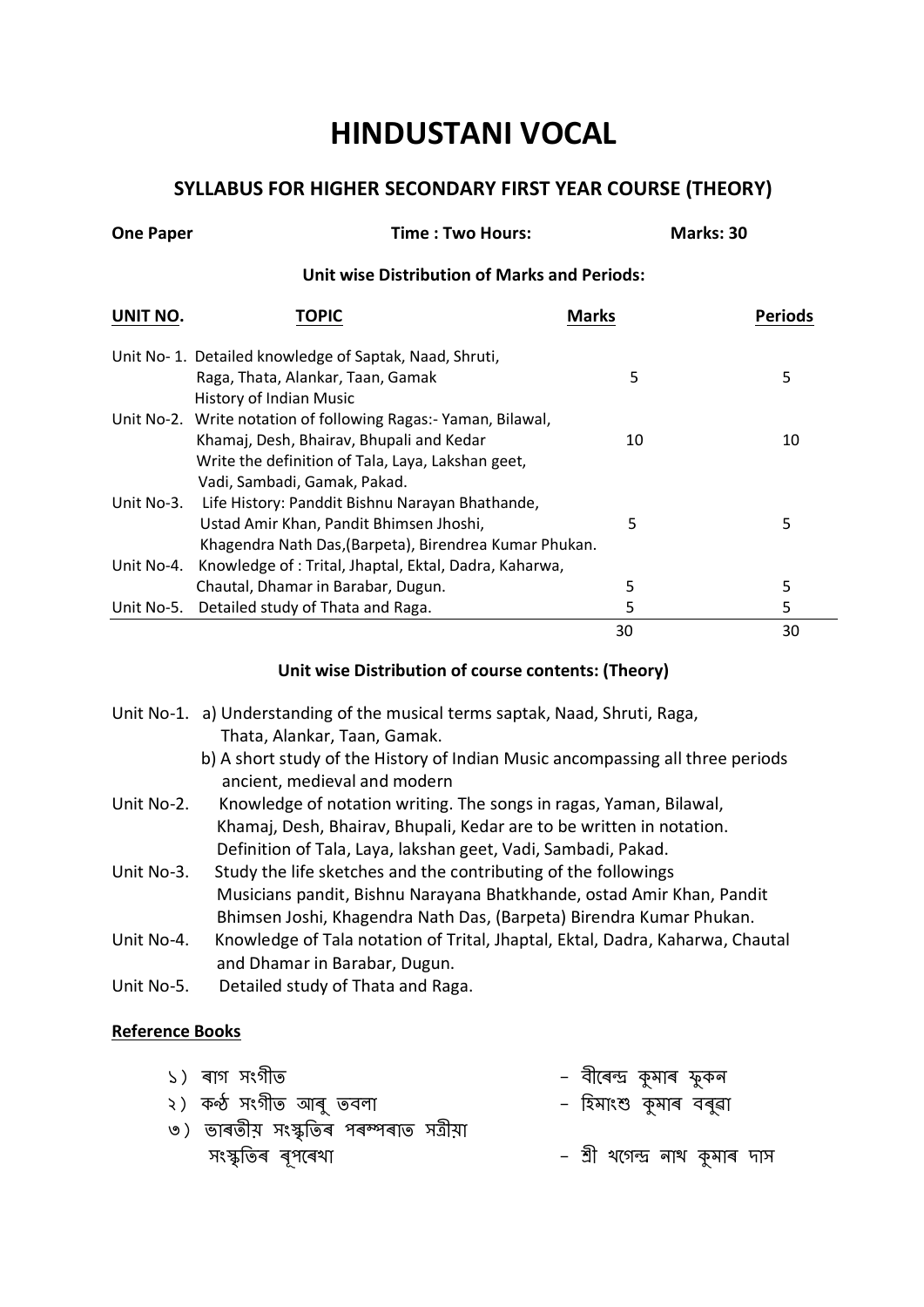# HINDUSTANI VOCAL

## SYLLABUS FOR HIGHER SECONDARY FIRST YEAR COURSE (THEORY)

**One Paper** **Time : Two Hours:** **Marks: 30**

### Unit wise Distribution of Marks and Periods:

| UNIT NO. | TOPIC | Marks | Periods |
|---|---|---|---|
| Unit No- 1. | Detailed knowledge of Saptak, Naad, Shruti, Raga, Thata, Alankar, Taan, Gamak History of Indian Music | 5 | 5 |
| Unit No-2. | Write notation of following Ragas:- Yaman, Bilawal, Khamaj, Desh, Bhairav, Bhupali and Kedar Write the definition of Tala, Laya, Lakshan geet, Vadi, Sambadi, Gamak, Pakad. | 10 | 10 |
| Unit No-3. | Life History: Panddit Bishnu Narayan Bhathande, Ustad Amir Khan, Pandit Bhimsen Jhoshi, Khagendra Nath Das,(Barpeta), Birendrea Kumar Phukan. | 5 | 5 |
| Unit No-4. | Knowledge of : Trital, Jhaptal, Ektal, Dadra, Kaharwa, Chautal, Dhamar in Barabar, Dugun. | 5 | 5 |
| Unit No-5. | Detailed study of Thata and Raga. | 5 | 5 |
| | | 30 | 30 |

### Unit wise Distribution of course contents: (Theory)

Unit No-1. a) Understanding of the musical terms saptak, Naad, Shruti, Raga, Thata, Alankar, Taan, Gamak.

b) A short study of the History of Indian Music ancompassing all three periods ancient, medieval and modern

Unit No-2. Knowledge of notation writing. The songs in ragas, Yaman, Bilawal, Khamaj, Desh, Bhairav, Bhupali, Kedar are to be written in notation. Definition of Tala, Laya, lakshan geet, Vadi, Sambadi, Pakad.

Unit No-3. Study the life sketches and the contributing of the followings Musicians pandit, Bishnu Narayana Bhatkhande, ostad Amir Khan, Pandit Bhimsen Joshi, Khagendra Nath Das, (Barpeta) Birendra Kumar Phukan.

Unit No-4. Knowledge of Tala notation of Trital, Jhaptal, Ektal, Dadra, Kaharwa, Chautal and Dhamar in Barabar, Dugun.

Unit No-5. Detailed study of Thata and Raga.

### Reference Books

১) ৰাগ সংগীত – বীৰেন্দ্ৰ কুমাৰ ফুকন

২) কন্ঠ সংগীত আৰু তবলা – হিমাংশু কুমাৰ বৰুৱা

৩) ভাৰতীয় সংস্কৃতিৰ পৰম্পৰাত সত্ৰীয়া সংস্কৃতিৰ ৰূপৰেখা – শ্ৰী খগেন্দ্ৰ নাথ কুমাৰ দাস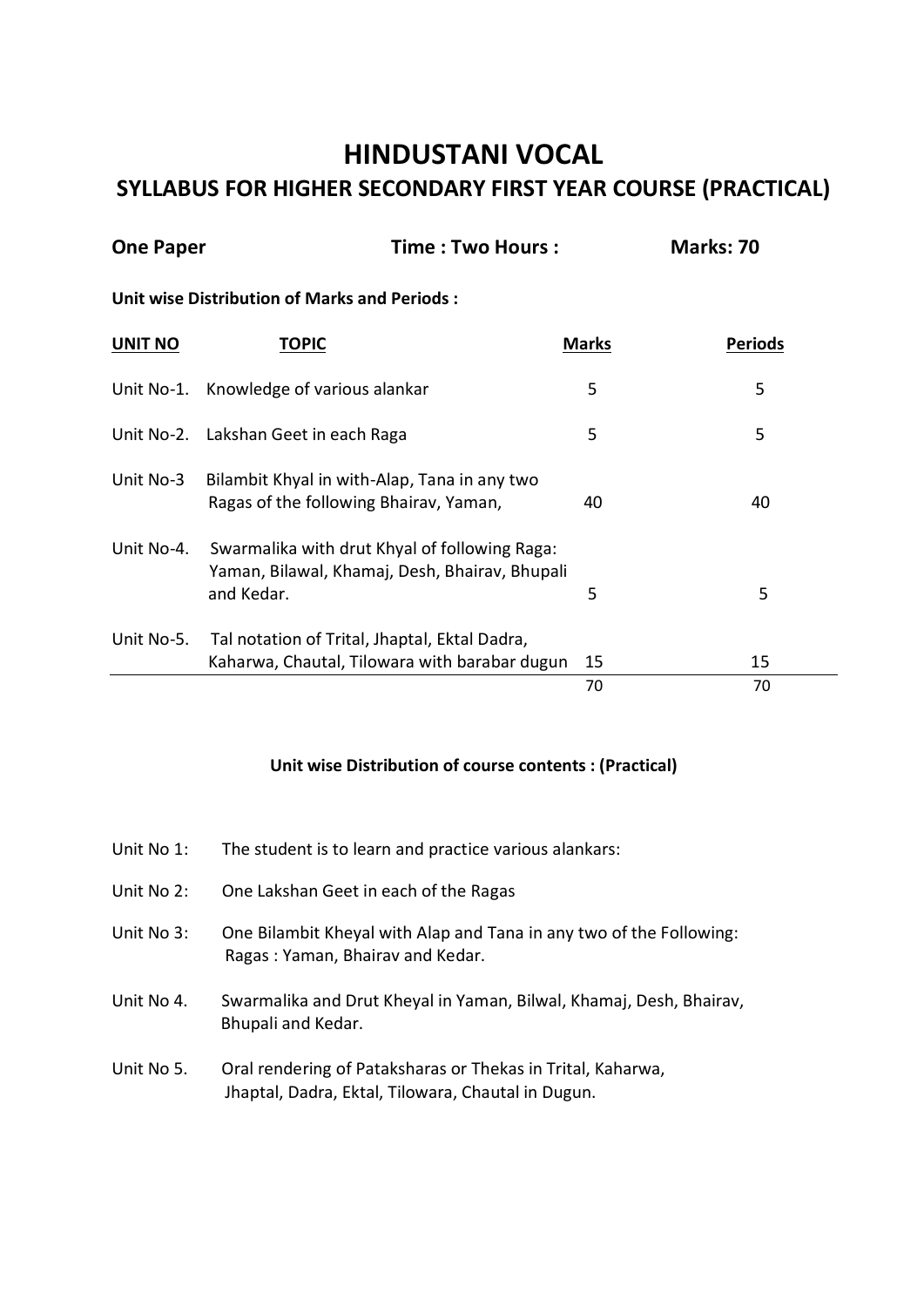# HINDUSTANI VOCAL

## SYLLABUS FOR HIGHER SECONDARY FIRST YEAR COURSE (PRACTICAL)

**One Paper** **Time : Two Hours :** **Marks: 70**

**Unit wise Distribution of Marks and Periods :**

| UNIT NO | TOPIC | Marks | Periods |
|---|---|---|---|
| Unit No-1. | Knowledge of various alankar | 5 | 5 |
| Unit No-2. | Lakshan Geet in each Raga | 5 | 5 |
| Unit No-3 | Bilambit Khyal in with-Alap, Tana in any two Ragas of the following Bhairav, Yaman, | 40 | 40 |
| Unit No-4. | Swarmalika with drut Khyal of following Raga: Yaman, Bilawal, Khamaj, Desh, Bhairav, Bhupali and Kedar. | 5 | 5 |
| Unit No-5. | Tal notation of Trital, Jhaptal, Ektal Dadra, Kaharwa, Chautal, Tilowara with barabar dugun | 15 | 15 |
| | | 70 | 70 |

**Unit wise Distribution of course contents : (Practical)**

Unit No 1: The student is to learn and practice various alankars:

Unit No 2: One Lakshan Geet in each of the Ragas

Unit No 3: One Bilambit Kheyal with Alap and Tana in any two of the Following: Ragas : Yaman, Bhairav and Kedar.

Unit No 4. Swarmalika and Drut Kheyal in Yaman, Bilwal, Khamaj, Desh, Bhairav, Bhupali and Kedar.

Unit No 5. Oral rendering of Pataksharas or Thekas in Trital, Kaharwa, Jhaptal, Dadra, Ektal, Tilowara, Chautal in Dugun.